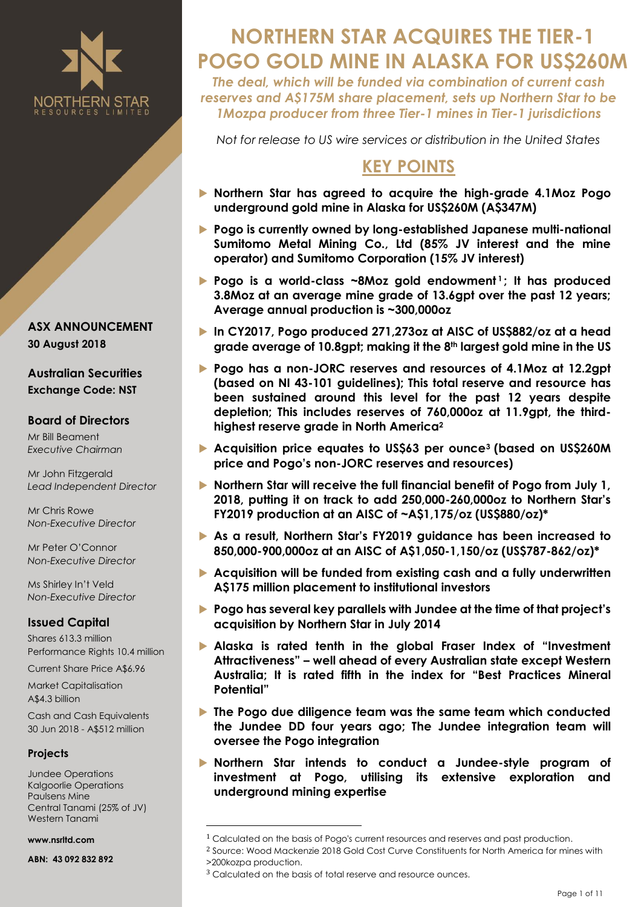# NORTHERN STAR ACQUIRES THE TIER-1 POGO GOLD MINE IN ALASKA FOR US$260M

*The deal, which will be funded via combination of current cash reserves and A$175M share placement, sets up Northern Star to be 1Mozpa producer from three Tier-1 mines in Tier-1 jurisdictions*

*Not for release to US wire services or distribution in the United States*

**ASX ANNOUNCEMENT**
**30 August 2018**

**Australian Securities Exchange Code: NST**

**Board of Directors**

Mr Bill Beament
*Executive Chairman*

Mr John Fitzgerald
*Lead Independent Director*

Mr Chris Rowe
*Non-Executive Director*

Mr Peter O'Connor
*Non-Executive Director*

Ms Shirley In't Veld
*Non-Executive Director*

**Issued Capital**

Shares 613.3 million
Performance Rights 10.4 million

Current Share Price A$6.96

Market Capitalisation
A$4.3 billion

Cash and Cash Equivalents
30 Jun 2018 - A$512 million

**Projects**

Jundee Operations
Kalgoorlie Operations
Paulsens Mine
Central Tanami (25% of JV)
Western Tanami

**www.nsrltd.com**

**ABN: 43 092 832 892**

## KEY POINTS

- **Northern Star has agreed to acquire the high-grade 4.1Moz Pogo underground gold mine in Alaska for US$260M (A$347M)**
- **Pogo is currently owned by long-established Japanese multi-national Sumitomo Metal Mining Co., Ltd (85% JV interest and the mine operator) and Sumitomo Corporation (15% JV interest)**
- **Pogo is a world-class ~8Moz gold endowment[1]; It has produced 3.8Moz at an average mine grade of 13.6gpt over the past 12 years; Average annual production is ~300,000oz**
- **In CY2017, Pogo produced 271,273oz at AISC of US$882/oz at a head grade average of 10.8gpt; making it the 8th largest gold mine in the US**
- **Pogo has a non-JORC reserves and resources of 4.1Moz at 12.2gpt (based on NI 43-101 guidelines); This total reserve and resource has been sustained around this level for the past 12 years despite depletion; This includes reserves of 760,000oz at 11.9gpt, the third-highest reserve grade in North America[2]**
- **Acquisition price equates to US$63 per ounce[3] (based on US$260M price and Pogo's non-JORC reserves and resources)**
- **Northern Star will receive the full financial benefit of Pogo from July 1, 2018, putting it on track to add 250,000-260,000oz to Northern Star's FY2019 production at an AISC of ~A$1,175/oz (US$880/oz)***
- **As a result, Northern Star's FY2019 guidance has been increased to 850,000-900,000oz at an AISC of A$1,050-1,150/oz (US$787-862/oz)***
- **Acquisition will be funded from existing cash and a fully underwritten A$175 million placement to institutional investors**
- **Pogo has several key parallels with Jundee at the time of that project's acquisition by Northern Star in July 2014**
- **Alaska is rated tenth in the global Fraser Index of "Investment Attractiveness" – well ahead of every Australian state except Western Australia; It is rated fifth in the index for "Best Practices Mineral Potential"**
- **The Pogo due diligence team was the same team which conducted the Jundee DD four years ago; The Jundee integration team will oversee the Pogo integration**
- **Northern Star intends to conduct a Jundee-style program of investment at Pogo, utilising its extensive exploration and underground mining expertise**

---

[1] Calculated on the basis of Pogo's current resources and reserves and past production.
[2] Source: Wood Mackenzie 2018 Gold Cost Curve Constituents for North America for mines with >200kozpa production.
[3] Calculated on the basis of total reserve and resource ounces.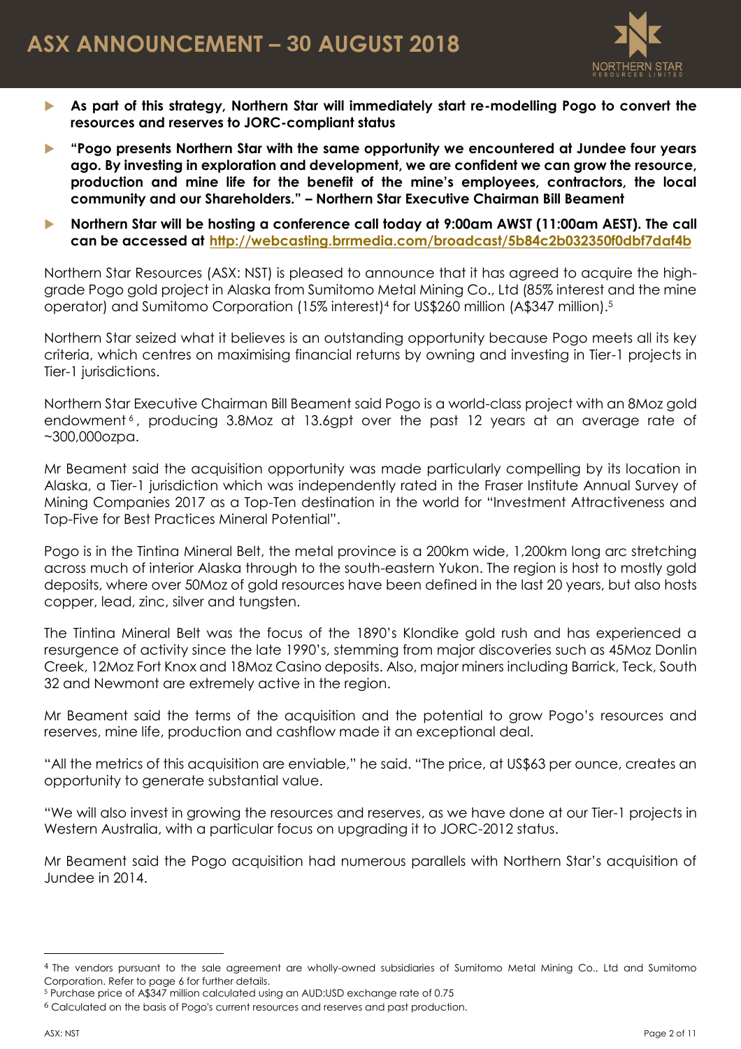- **As part of this strategy, Northern Star will immediately start re-modelling Pogo to convert the resources and reserves to JORC-compliant status**
- **"Pogo presents Northern Star with the same opportunity we encountered at Jundee four years ago. By investing in exploration and development, we are confident we can grow the resource, production and mine life for the benefit of the mine's employees, contractors, the local community and our Shareholders." – Northern Star Executive Chairman Bill Beament**
- **Northern Star will be hosting a conference call today at 9:00am AWST (11:00am AEST). The call can be accessed at [http://webcasting.brrmedia.com/broadcast/5b84c2b032350f0dbf7daf4b](http://webcasting.brrmedia.com/broadcast/5b84c2b032350f0dbf7daf4b)**

Northern Star Resources (ASX: NST) is pleased to announce that it has agreed to acquire the high-grade Pogo gold project in Alaska from Sumitomo Metal Mining Co., Ltd (85% interest and the mine operator) and Sumitomo Corporation (15% interest)[4] for US$260 million (A$347 million).[5]

Northern Star seized what it believes is an outstanding opportunity because Pogo meets all its key criteria, which centres on maximising financial returns by owning and investing in Tier-1 projects in Tier-1 jurisdictions.

Northern Star Executive Chairman Bill Beament said Pogo is a world-class project with an 8Moz gold endowment[6], producing 3.8Moz at 13.6gpt over the past 12 years at an average rate of ~300,000ozpa.

Mr Beament said the acquisition opportunity was made particularly compelling by its location in Alaska, a Tier-1 jurisdiction which was independently rated in the Fraser Institute Annual Survey of Mining Companies 2017 as a Top-Ten destination in the world for "Investment Attractiveness and Top-Five for Best Practices Mineral Potential".

Pogo is in the Tintina Mineral Belt, the metal province is a 200km wide, 1,200km long arc stretching across much of interior Alaska through to the south-eastern Yukon. The region is host to mostly gold deposits, where over 50Moz of gold resources have been defined in the last 20 years, but also hosts copper, lead, zinc, silver and tungsten.

The Tintina Mineral Belt was the focus of the 1890's Klondike gold rush and has experienced a resurgence of activity since the late 1990's, stemming from major discoveries such as 45Moz Donlin Creek, 12Moz Fort Knox and 18Moz Casino deposits. Also, major miners including Barrick, Teck, South 32 and Newmont are extremely active in the region.

Mr Beament said the terms of the acquisition and the potential to grow Pogo's resources and reserves, mine life, production and cashflow made it an exceptional deal.

"All the metrics of this acquisition are enviable," he said. "The price, at US$63 per ounce, creates an opportunity to generate substantial value.

"We will also invest in growing the resources and reserves, as we have done at our Tier-1 projects in Western Australia, with a particular focus on upgrading it to JORC-2012 status.

Mr Beament said the Pogo acquisition had numerous parallels with Northern Star's acquisition of Jundee in 2014.

---

[4] The vendors pursuant to the sale agreement are wholly-owned subsidiaries of Sumitomo Metal Mining Co., Ltd and Sumitomo Corporation. Refer to page 6 for further details.

[5] Purchase price of A$347 million calculated using an AUD:USD exchange rate of 0.75

[6] Calculated on the basis of Pogo's current resources and reserves and past production.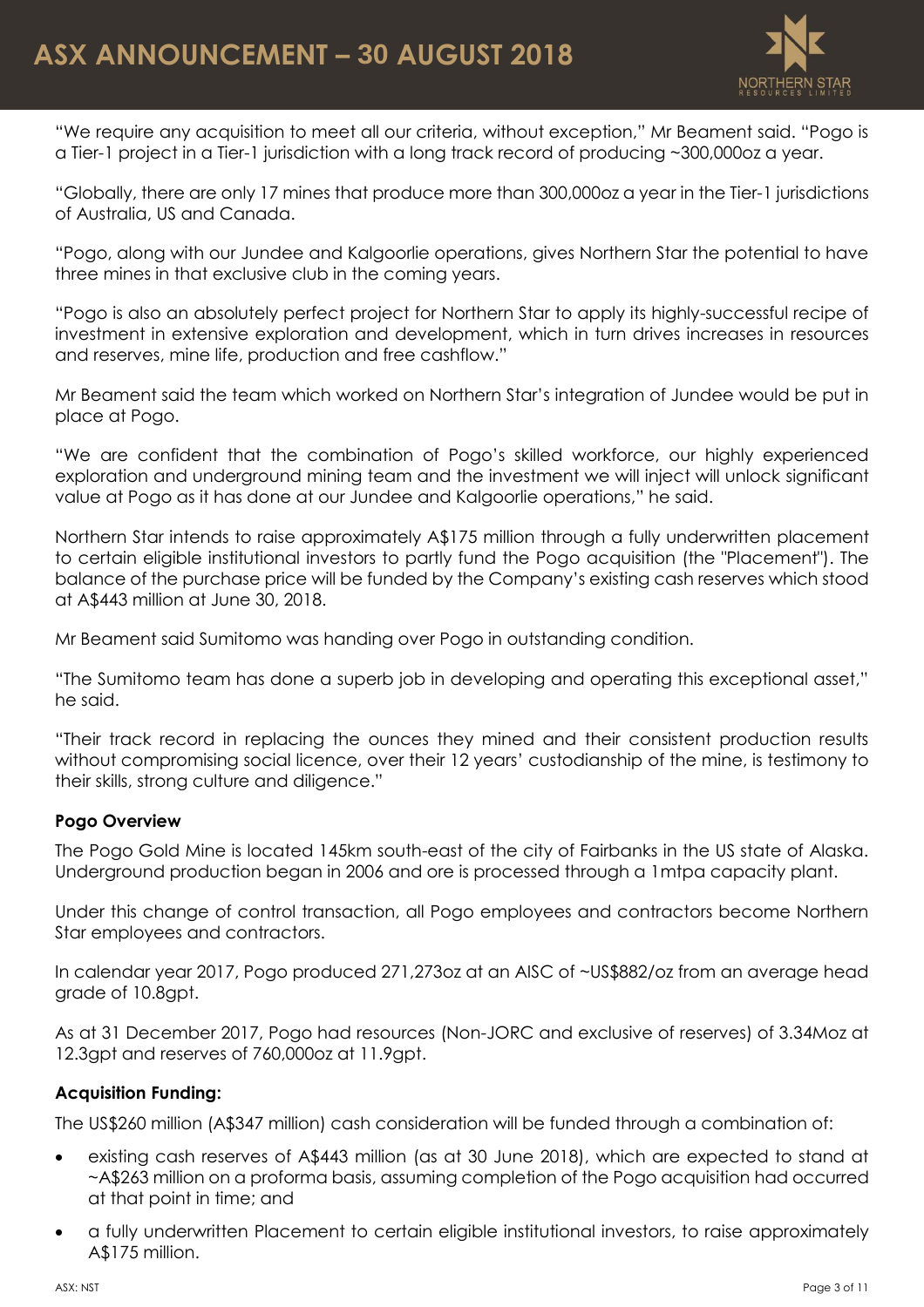"We require any acquisition to meet all our criteria, without exception," Mr Beament said. "Pogo is a Tier-1 project in a Tier-1 jurisdiction with a long track record of producing ~300,000oz a year.

"Globally, there are only 17 mines that produce more than 300,000oz a year in the Tier-1 jurisdictions of Australia, US and Canada.

"Pogo, along with our Jundee and Kalgoorlie operations, gives Northern Star the potential to have three mines in that exclusive club in the coming years.

"Pogo is also an absolutely perfect project for Northern Star to apply its highly-successful recipe of investment in extensive exploration and development, which in turn drives increases in resources and reserves, mine life, production and free cashflow."

Mr Beament said the team which worked on Northern Star's integration of Jundee would be put in place at Pogo.

"We are confident that the combination of Pogo's skilled workforce, our highly experienced exploration and underground mining team and the investment we will inject will unlock significant value at Pogo as it has done at our Jundee and Kalgoorlie operations," he said.

Northern Star intends to raise approximately A$175 million through a fully underwritten placement to certain eligible institutional investors to partly fund the Pogo acquisition (the "Placement"). The balance of the purchase price will be funded by the Company's existing cash reserves which stood at A$443 million at June 30, 2018.

Mr Beament said Sumitomo was handing over Pogo in outstanding condition.

"The Sumitomo team has done a superb job in developing and operating this exceptional asset," he said.

"Their track record in replacing the ounces they mined and their consistent production results without compromising social licence, over their 12 years' custodianship of the mine, is testimony to their skills, strong culture and diligence."

**Pogo Overview**

The Pogo Gold Mine is located 145km south-east of the city of Fairbanks in the US state of Alaska. Underground production began in 2006 and ore is processed through a 1mtpa capacity plant.

Under this change of control transaction, all Pogo employees and contractors become Northern Star employees and contractors.

In calendar year 2017, Pogo produced 271,273oz at an AISC of ~US$882/oz from an average head grade of 10.8gpt.

As at 31 December 2017, Pogo had resources (Non-JORC and exclusive of reserves) of 3.34Moz at 12.3gpt and reserves of 760,000oz at 11.9gpt.

**Acquisition Funding:**

The US$260 million (A$347 million) cash consideration will be funded through a combination of:

- existing cash reserves of A$443 million (as at 30 June 2018), which are expected to stand at ~A$263 million on a proforma basis, assuming completion of the Pogo acquisition had occurred at that point in time; and
- a fully underwritten Placement to certain eligible institutional investors, to raise approximately A$175 million.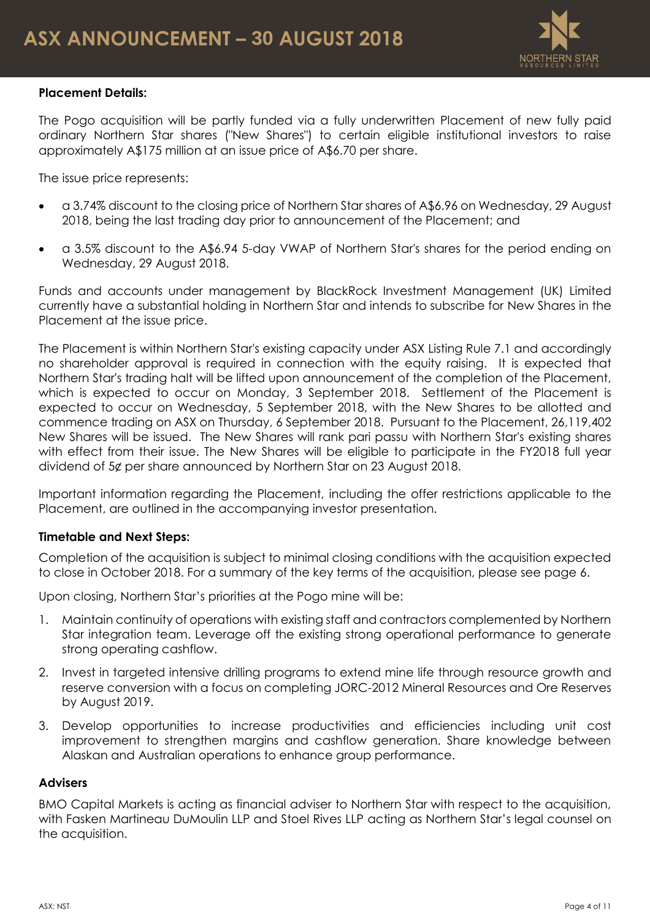**Placement Details:**

The Pogo acquisition will be partly funded via a fully underwritten Placement of new fully paid ordinary Northern Star shares ("New Shares") to certain eligible institutional investors to raise approximately A$175 million at an issue price of A$6.70 per share.

The issue price represents:

- a 3.74% discount to the closing price of Northern Star shares of A$6.96 on Wednesday, 29 August 2018, being the last trading day prior to announcement of the Placement; and
- a 3.5% discount to the A$6.94 5-day VWAP of Northern Star's shares for the period ending on Wednesday, 29 August 2018.

Funds and accounts under management by BlackRock Investment Management (UK) Limited currently have a substantial holding in Northern Star and intends to subscribe for New Shares in the Placement at the issue price.

The Placement is within Northern Star's existing capacity under ASX Listing Rule 7.1 and accordingly no shareholder approval is required in connection with the equity raising. It is expected that Northern Star's trading halt will be lifted upon announcement of the completion of the Placement, which is expected to occur on Monday, 3 September 2018. Settlement of the Placement is expected to occur on Wednesday, 5 September 2018, with the New Shares to be allotted and commence trading on ASX on Thursday, 6 September 2018. Pursuant to the Placement, 26,119,402 New Shares will be issued. The New Shares will rank pari passu with Northern Star's existing shares with effect from their issue. The New Shares will be eligible to participate in the FY2018 full year dividend of 5¢ per share announced by Northern Star on 23 August 2018.

Important information regarding the Placement, including the offer restrictions applicable to the Placement, are outlined in the accompanying investor presentation.

**Timetable and Next Steps:**

Completion of the acquisition is subject to minimal closing conditions with the acquisition expected to close in October 2018. For a summary of the key terms of the acquisition, please see page 6.

Upon closing, Northern Star's priorities at the Pogo mine will be:

1. Maintain continuity of operations with existing staff and contractors complemented by Northern Star integration team. Leverage off the existing strong operational performance to generate strong operating cashflow.
2. Invest in targeted intensive drilling programs to extend mine life through resource growth and reserve conversion with a focus on completing JORC-2012 Mineral Resources and Ore Reserves by August 2019.
3. Develop opportunities to increase productivities and efficiencies including unit cost improvement to strengthen margins and cashflow generation. Share knowledge between Alaskan and Australian operations to enhance group performance.

**Advisers**

BMO Capital Markets is acting as financial adviser to Northern Star with respect to the acquisition, with Fasken Martineau DuMoulin LLP and Stoel Rives LLP acting as Northern Star's legal counsel on the acquisition.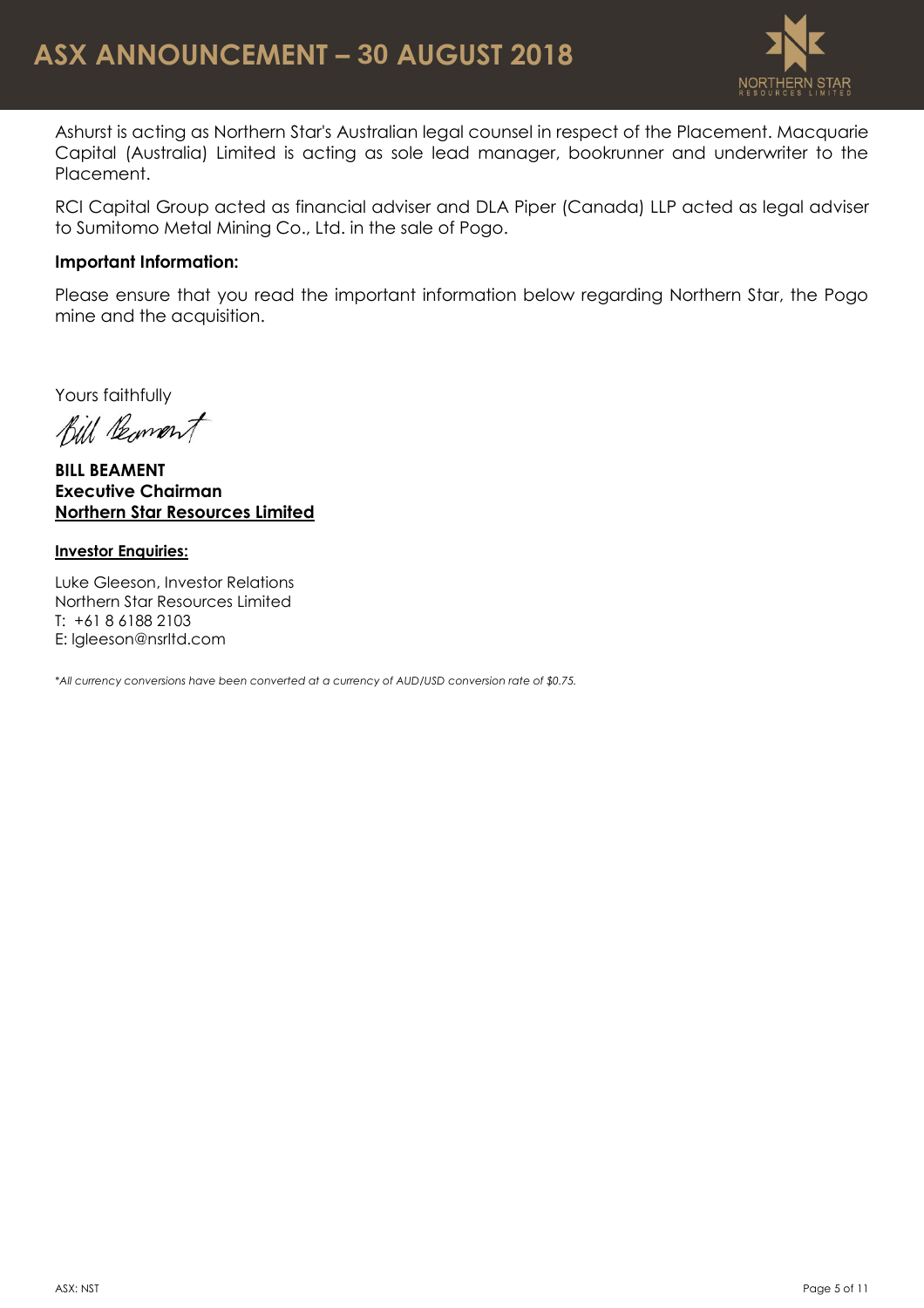Ashurst is acting as Northern Star's Australian legal counsel in respect of the Placement. Macquarie Capital (Australia) Limited is acting as sole lead manager, bookrunner and underwriter to the Placement.

RCI Capital Group acted as financial adviser and DLA Piper (Canada) LLP acted as legal adviser to Sumitomo Metal Mining Co., Ltd. in the sale of Pogo.

**Important Information:**

Please ensure that you read the important information below regarding Northern Star, the Pogo mine and the acquisition.

Yours faithfully

**BILL BEAMENT**
**Executive Chairman**
**Northern Star Resources Limited**

**Investor Enquiries:**

Luke Gleeson, Investor Relations
Northern Star Resources Limited
T: +61 8 6188 2103
E: lgleeson@nsrltd.com

*\*All currency conversions have been converted at a currency of AUD/USD conversion rate of $0.75.*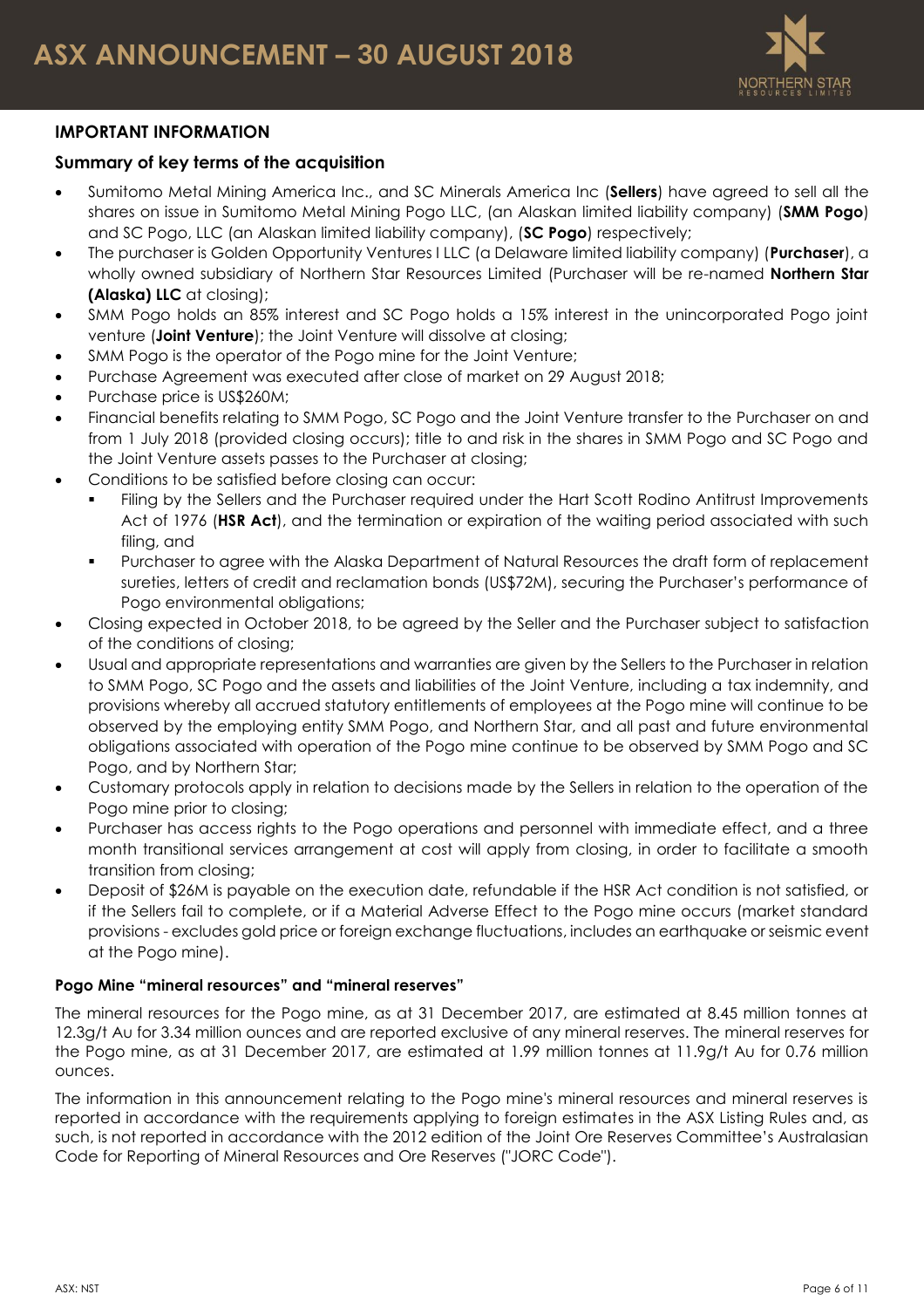## IMPORTANT INFORMATION

### Summary of key terms of the acquisition

- Sumitomo Metal Mining America Inc., and SC Minerals America Inc (**Sellers**) have agreed to sell all the shares on issue in Sumitomo Metal Mining Pogo LLC, (an Alaskan limited liability company) (**SMM Pogo**) and SC Pogo, LLC (an Alaskan limited liability company), (**SC Pogo**) respectively;
- The purchaser is Golden Opportunity Ventures I LLC (a Delaware limited liability company) (**Purchaser**), a wholly owned subsidiary of Northern Star Resources Limited (Purchaser will be re-named **Northern Star (Alaska) LLC** at closing);
- SMM Pogo holds an 85% interest and SC Pogo holds a 15% interest in the unincorporated Pogo joint venture (**Joint Venture**); the Joint Venture will dissolve at closing;
- SMM Pogo is the operator of the Pogo mine for the Joint Venture;
- Purchase Agreement was executed after close of market on 29 August 2018;
- Purchase price is US$260M;
- Financial benefits relating to SMM Pogo, SC Pogo and the Joint Venture transfer to the Purchaser on and from 1 July 2018 (provided closing occurs); title to and risk in the shares in SMM Pogo and SC Pogo and the Joint Venture assets passes to the Purchaser at closing;
- Conditions to be satisfied before closing can occur:
  - Filing by the Sellers and the Purchaser required under the Hart Scott Rodino Antitrust Improvements Act of 1976 (**HSR Act**), and the termination or expiration of the waiting period associated with such filing, and
  - Purchaser to agree with the Alaska Department of Natural Resources the draft form of replacement sureties, letters of credit and reclamation bonds (US$72M), securing the Purchaser's performance of Pogo environmental obligations;
- Closing expected in October 2018, to be agreed by the Seller and the Purchaser subject to satisfaction of the conditions of closing;
- Usual and appropriate representations and warranties are given by the Sellers to the Purchaser in relation to SMM Pogo, SC Pogo and the assets and liabilities of the Joint Venture, including a tax indemnity, and provisions whereby all accrued statutory entitlements of employees at the Pogo mine will continue to be observed by the employing entity SMM Pogo, and Northern Star, and all past and future environmental obligations associated with operation of the Pogo mine continue to be observed by SMM Pogo and SC Pogo, and by Northern Star;
- Customary protocols apply in relation to decisions made by the Sellers in relation to the operation of the Pogo mine prior to closing;
- Purchaser has access rights to the Pogo operations and personnel with immediate effect, and a three month transitional services arrangement at cost will apply from closing, in order to facilitate a smooth transition from closing;
- Deposit of $26M is payable on the execution date, refundable if the HSR Act condition is not satisfied, or if the Sellers fail to complete, or if a Material Adverse Effect to the Pogo mine occurs (market standard provisions - excludes gold price or foreign exchange fluctuations, includes an earthquake or seismic event at the Pogo mine).

### Pogo Mine "mineral resources" and "mineral reserves"

The mineral resources for the Pogo mine, as at 31 December 2017, are estimated at 8.45 million tonnes at 12.3g/t Au for 3.34 million ounces and are reported exclusive of any mineral reserves. The mineral reserves for the Pogo mine, as at 31 December 2017, are estimated at 1.99 million tonnes at 11.9g/t Au for 0.76 million ounces.

The information in this announcement relating to the Pogo mine's mineral resources and mineral reserves is reported in accordance with the requirements applying to foreign estimates in the ASX Listing Rules and, as such, is not reported in accordance with the 2012 edition of the Joint Ore Reserves Committee's Australasian Code for Reporting of Mineral Resources and Ore Reserves ("JORC Code").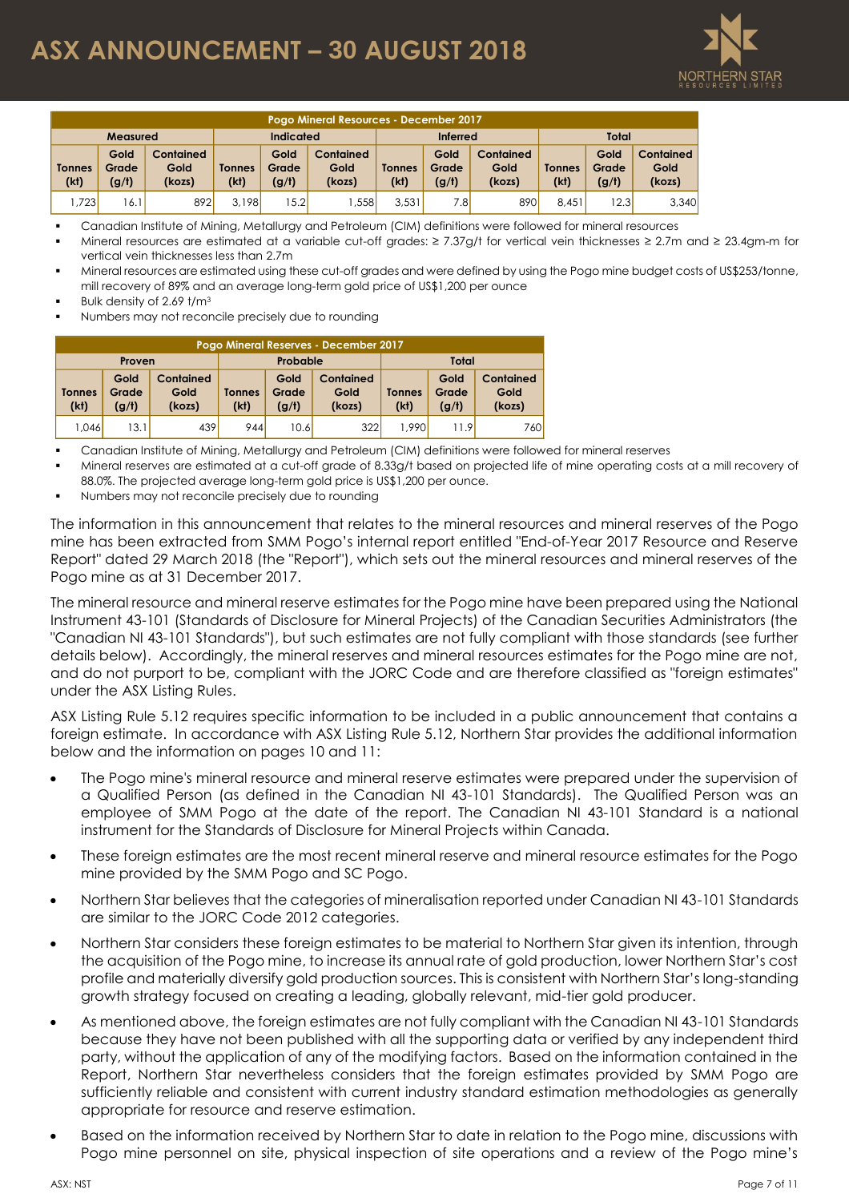| Pogo Mineral Resources - December 2017 | | | | | | | | | | | |
|---|---|---|---|---|---|---|---|---|---|---|---|
| Measured | | | Indicated | | | Inferred | | | Total | | |
| Tonnes (kt) | Gold Grade (g/t) | Contained Gold (kozs) | Tonnes (kt) | Gold Grade (g/t) | Contained Gold (kozs) | Tonnes (kt) | Gold Grade (g/t) | Contained Gold (kozs) | Tonnes (kt) | Gold Grade (g/t) | Contained Gold (kozs) |
| 1,723 | 16.1 | 892 | 3,198 | 15.2 | 1,558 | 3,531 | 7.8 | 890 | 8,451 | 12.3 | 3,340 |

- Canadian Institute of Mining, Metallurgy and Petroleum (CIM) definitions were followed for mineral resources
- Mineral resources are estimated at a variable cut-off grades: ≥ 7.37g/t for vertical vein thicknesses ≥ 2.7m and ≥ 23.4gm-m for vertical vein thicknesses less than 2.7m
- Mineral resources are estimated using these cut-off grades and were defined by using the Pogo mine budget costs of US$253/tonne, mill recovery of 89% and an average long-term gold price of US$1,200 per ounce
- Bulk density of 2.69 $t/m^3$
- Numbers may not reconcile precisely due to rounding

| Pogo Mineral Reserves - December 2017 | | | | | | | | |
|---|---|---|---|---|---|---|---|---|
| Proven | | | Probable | | | Total | | |
| Tonnes (kt) | Gold Grade (g/t) | Contained Gold (kozs) | Tonnes (kt) | Gold Grade (g/t) | Contained Gold (kozs) | Tonnes (kt) | Gold Grade (g/t) | Contained Gold (kozs) |
| 1,046 | 13.1 | 439 | 944 | 10.6 | 322 | 1,990 | 11.9 | 760 |

- Canadian Institute of Mining, Metallurgy and Petroleum (CIM) definitions were followed for mineral reserves
- Mineral reserves are estimated at a cut-off grade of 8.33g/t based on projected life of mine operating costs at a mill recovery of 88.0%. The projected average long-term gold price is US$1,200 per ounce.
- Numbers may not reconcile precisely due to rounding

The information in this announcement that relates to the mineral resources and mineral reserves of the Pogo mine has been extracted from SMM Pogo's internal report entitled "End-of-Year 2017 Resource and Reserve Report" dated 29 March 2018 (the "Report"), which sets out the mineral resources and mineral reserves of the Pogo mine as at 31 December 2017.

The mineral resource and mineral reserve estimates for the Pogo mine have been prepared using the National Instrument 43-101 (Standards of Disclosure for Mineral Projects) of the Canadian Securities Administrators (the "Canadian NI 43-101 Standards"), but such estimates are not fully compliant with those standards (see further details below). Accordingly, the mineral reserves and mineral resources estimates for the Pogo mine are not, and do not purport to be, compliant with the JORC Code and are therefore classified as "foreign estimates" under the ASX Listing Rules.

ASX Listing Rule 5.12 requires specific information to be included in a public announcement that contains a foreign estimate. In accordance with ASX Listing Rule 5.12, Northern Star provides the additional information below and the information on pages 10 and 11:

- The Pogo mine's mineral resource and mineral reserve estimates were prepared under the supervision of a Qualified Person (as defined in the Canadian NI 43-101 Standards). The Qualified Person was an employee of SMM Pogo at the date of the report. The Canadian NI 43-101 Standard is a national instrument for the Standards of Disclosure for Mineral Projects within Canada.
- These foreign estimates are the most recent mineral reserve and mineral resource estimates for the Pogo mine provided by the SMM Pogo and SC Pogo.
- Northern Star believes that the categories of mineralisation reported under Canadian NI 43-101 Standards are similar to the JORC Code 2012 categories.
- Northern Star considers these foreign estimates to be material to Northern Star given its intention, through the acquisition of the Pogo mine, to increase its annual rate of gold production, lower Northern Star's cost profile and materially diversify gold production sources. This is consistent with Northern Star's long-standing growth strategy focused on creating a leading, globally relevant, mid-tier gold producer.
- As mentioned above, the foreign estimates are not fully compliant with the Canadian NI 43-101 Standards because they have not been published with all the supporting data or verified by any independent third party, without the application of any of the modifying factors. Based on the information contained in the Report, Northern Star nevertheless considers that the foreign estimates provided by SMM Pogo are sufficiently reliable and consistent with current industry standard estimation methodologies as generally appropriate for resource and reserve estimation.
- Based on the information received by Northern Star to date in relation to the Pogo mine, discussions with Pogo mine personnel on site, physical inspection of site operations and a review of the Pogo mine's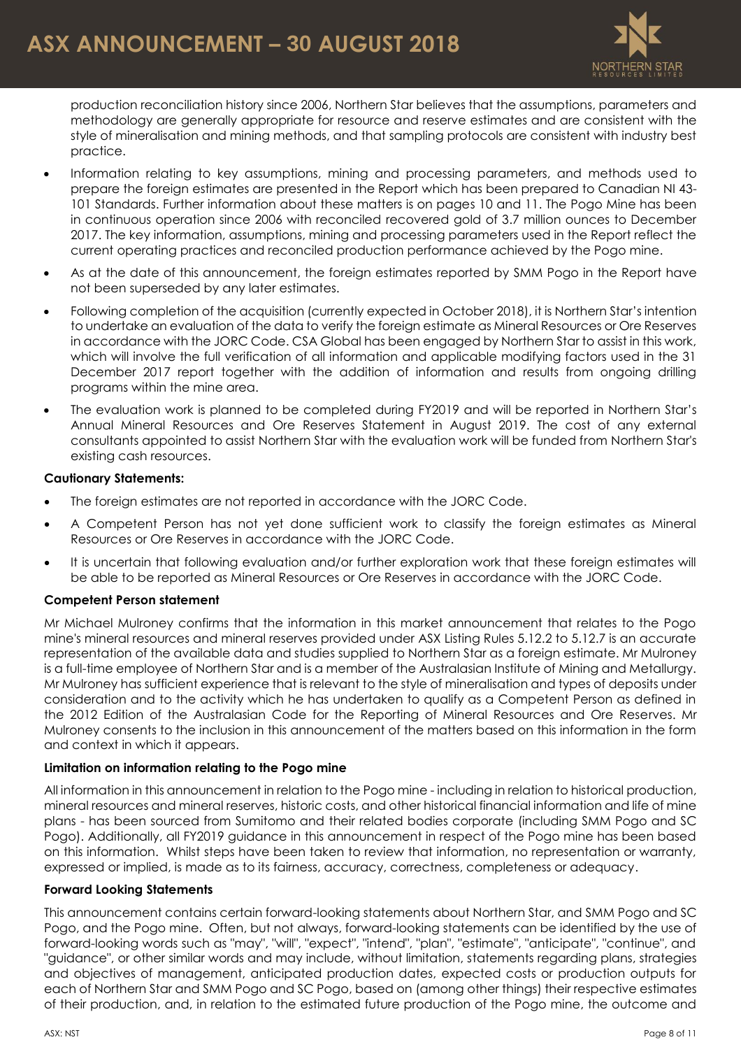production reconciliation history since 2006, Northern Star believes that the assumptions, parameters and methodology are generally appropriate for resource and reserve estimates and are consistent with the style of mineralisation and mining methods, and that sampling protocols are consistent with industry best practice.

- Information relating to key assumptions, mining and processing parameters, and methods used to prepare the foreign estimates are presented in the Report which has been prepared to Canadian NI 43-101 Standards. Further information about these matters is on pages 10 and 11. The Pogo Mine has been in continuous operation since 2006 with reconciled recovered gold of 3.7 million ounces to December 2017. The key information, assumptions, mining and processing parameters used in the Report reflect the current operating practices and reconciled production performance achieved by the Pogo mine.
- As at the date of this announcement, the foreign estimates reported by SMM Pogo in the Report have not been superseded by any later estimates.
- Following completion of the acquisition (currently expected in October 2018), it is Northern Star's intention to undertake an evaluation of the data to verify the foreign estimate as Mineral Resources or Ore Reserves in accordance with the JORC Code. CSA Global has been engaged by Northern Star to assist in this work, which will involve the full verification of all information and applicable modifying factors used in the 31 December 2017 report together with the addition of information and results from ongoing drilling programs within the mine area.
- The evaluation work is planned to be completed during FY2019 and will be reported in Northern Star's Annual Mineral Resources and Ore Reserves Statement in August 2019. The cost of any external consultants appointed to assist Northern Star with the evaluation work will be funded from Northern Star's existing cash resources.

**Cautionary Statements:**

- The foreign estimates are not reported in accordance with the JORC Code.
- A Competent Person has not yet done sufficient work to classify the foreign estimates as Mineral Resources or Ore Reserves in accordance with the JORC Code.
- It is uncertain that following evaluation and/or further exploration work that these foreign estimates will be able to be reported as Mineral Resources or Ore Reserves in accordance with the JORC Code.

**Competent Person statement**

Mr Michael Mulroney confirms that the information in this market announcement that relates to the Pogo mine's mineral resources and mineral reserves provided under ASX Listing Rules 5.12.2 to 5.12.7 is an accurate representation of the available data and studies supplied to Northern Star as a foreign estimate. Mr Mulroney is a full-time employee of Northern Star and is a member of the Australasian Institute of Mining and Metallurgy. Mr Mulroney has sufficient experience that is relevant to the style of mineralisation and types of deposits under consideration and to the activity which he has undertaken to qualify as a Competent Person as defined in the 2012 Edition of the Australasian Code for the Reporting of Mineral Resources and Ore Reserves. Mr Mulroney consents to the inclusion in this announcement of the matters based on this information in the form and context in which it appears.

**Limitation on information relating to the Pogo mine**

All information in this announcement in relation to the Pogo mine - including in relation to historical production, mineral resources and mineral reserves, historic costs, and other historical financial information and life of mine plans - has been sourced from Sumitomo and their related bodies corporate (including SMM Pogo and SC Pogo). Additionally, all FY2019 guidance in this announcement in respect of the Pogo mine has been based on this information. Whilst steps have been taken to review that information, no representation or warranty, expressed or implied, is made as to its fairness, accuracy, correctness, completeness or adequacy.

**Forward Looking Statements**

This announcement contains certain forward-looking statements about Northern Star, and SMM Pogo and SC Pogo, and the Pogo mine. Often, but not always, forward-looking statements can be identified by the use of forward-looking words such as "may", "will", "expect", "intend", "plan", "estimate", "anticipate", "continue", and "guidance", or other similar words and may include, without limitation, statements regarding plans, strategies and objectives of management, anticipated production dates, expected costs or production outputs for each of Northern Star and SMM Pogo and SC Pogo, based on (among other things) their respective estimates of their production, and, in relation to the estimated future production of the Pogo mine, the outcome and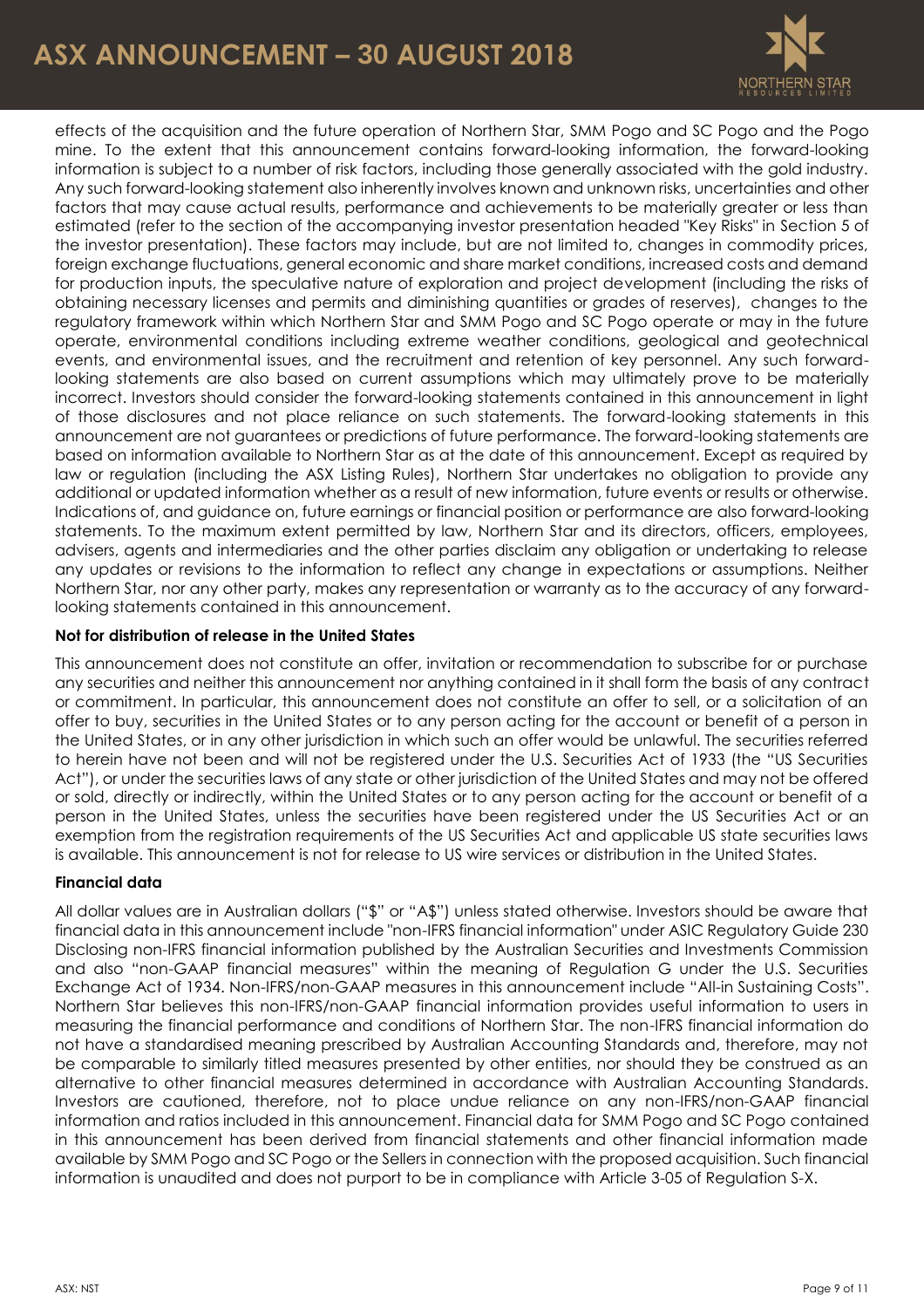effects of the acquisition and the future operation of Northern Star, SMM Pogo and SC Pogo and the Pogo mine. To the extent that this announcement contains forward-looking information, the forward-looking information is subject to a number of risk factors, including those generally associated with the gold industry. Any such forward-looking statement also inherently involves known and unknown risks, uncertainties and other factors that may cause actual results, performance and achievements to be materially greater or less than estimated (refer to the section of the accompanying investor presentation headed "Key Risks" in Section 5 of the investor presentation). These factors may include, but are not limited to, changes in commodity prices, foreign exchange fluctuations, general economic and share market conditions, increased costs and demand for production inputs, the speculative nature of exploration and project development (including the risks of obtaining necessary licenses and permits and diminishing quantities or grades of reserves), changes to the regulatory framework within which Northern Star and SMM Pogo and SC Pogo operate or may in the future operate, environmental conditions including extreme weather conditions, geological and geotechnical events, and environmental issues, and the recruitment and retention of key personnel. Any such forward-looking statements are also based on current assumptions which may ultimately prove to be materially incorrect. Investors should consider the forward-looking statements contained in this announcement in light of those disclosures and not place reliance on such statements. The forward-looking statements in this announcement are not guarantees or predictions of future performance. The forward-looking statements are based on information available to Northern Star as at the date of this announcement. Except as required by law or regulation (including the ASX Listing Rules), Northern Star undertakes no obligation to provide any additional or updated information whether as a result of new information, future events or results or otherwise. Indications of, and guidance on, future earnings or financial position or performance are also forward-looking statements. To the maximum extent permitted by law, Northern Star and its directors, officers, employees, advisers, agents and intermediaries and the other parties disclaim any obligation or undertaking to release any updates or revisions to the information to reflect any change in expectations or assumptions. Neither Northern Star, nor any other party, makes any representation or warranty as to the accuracy of any forward-looking statements contained in this announcement.

**Not for distribution of release in the United States**

This announcement does not constitute an offer, invitation or recommendation to subscribe for or purchase any securities and neither this announcement nor anything contained in it shall form the basis of any contract or commitment. In particular, this announcement does not constitute an offer to sell, or a solicitation of an offer to buy, securities in the United States or to any person acting for the account or benefit of a person in the United States, or in any other jurisdiction in which such an offer would be unlawful. The securities referred to herein have not been and will not be registered under the U.S. Securities Act of 1933 (the "US Securities Act"), or under the securities laws of any state or other jurisdiction of the United States and may not be offered or sold, directly or indirectly, within the United States or to any person acting for the account or benefit of a person in the United States, unless the securities have been registered under the US Securities Act or an exemption from the registration requirements of the US Securities Act and applicable US state securities laws is available. This announcement is not for release to US wire services or distribution in the United States.

**Financial data**

All dollar values are in Australian dollars ("$" or "A$") unless stated otherwise. Investors should be aware that financial data in this announcement include "non-IFRS financial information" under ASIC Regulatory Guide 230 Disclosing non-IFRS financial information published by the Australian Securities and Investments Commission and also "non-GAAP financial measures" within the meaning of Regulation G under the U.S. Securities Exchange Act of 1934. Non-IFRS/non-GAAP measures in this announcement include "All-in Sustaining Costs". Northern Star believes this non-IFRS/non-GAAP financial information provides useful information to users in measuring the financial performance and conditions of Northern Star. The non-IFRS financial information do not have a standardised meaning prescribed by Australian Accounting Standards and, therefore, may not be comparable to similarly titled measures presented by other entities, nor should they be construed as an alternative to other financial measures determined in accordance with Australian Accounting Standards. Investors are cautioned, therefore, not to place undue reliance on any non-IFRS/non-GAAP financial information and ratios included in this announcement. Financial data for SMM Pogo and SC Pogo contained in this announcement has been derived from financial statements and other financial information made available by SMM Pogo and SC Pogo or the Sellers in connection with the proposed acquisition. Such financial information is unaudited and does not purport to be in compliance with Article 3-05 of Regulation S-X.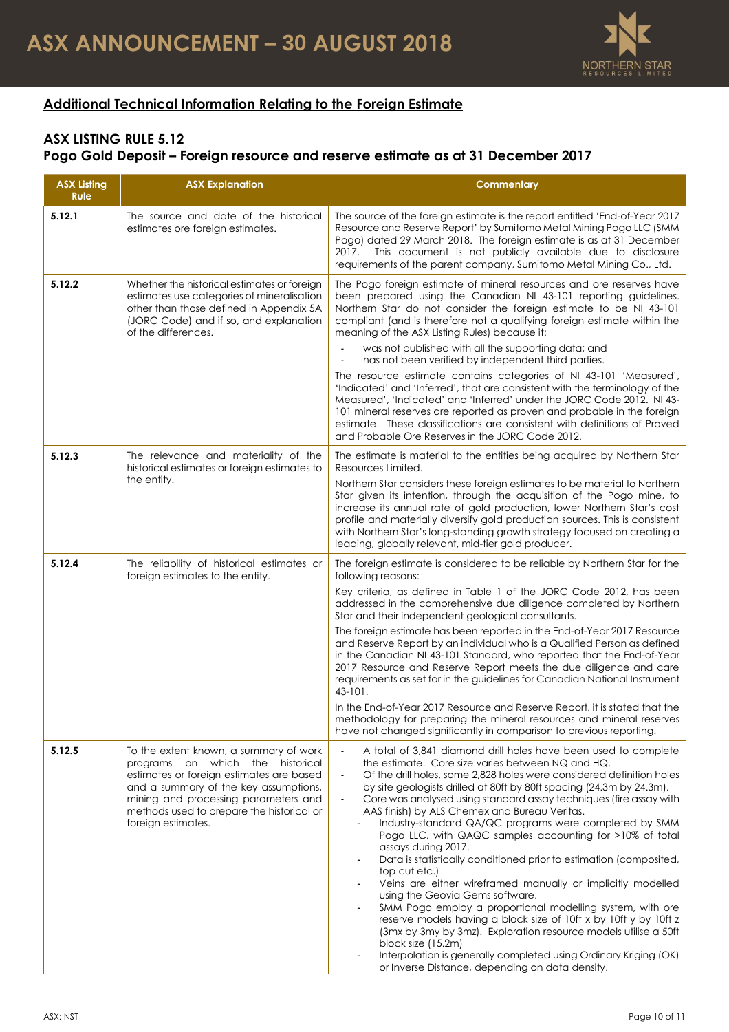## Additional Technical Information Relating to the Foreign Estimate

### ASX LISTING RULE 5.12
### Pogo Gold Deposit – Foreign resource and reserve estimate as at 31 December 2017

| ASX Listing Rule | ASX Explanation | Commentary |
|---|---|---|
| 5.12.1 | The source and date of the historical estimates ore foreign estimates. | The source of the foreign estimate is the report entitled 'End-of-Year 2017 Resource and Reserve Report' by Sumitomo Metal Mining Pogo LLC (SMM Pogo) dated 29 March 2018. The foreign estimate is as at 31 December 2017. This document is not publicly available due to disclosure requirements of the parent company, Sumitomo Metal Mining Co., Ltd. |
| 5.12.2 | Whether the historical estimates or foreign estimates use categories of mineralisation other than those defined in Appendix 5A (JORC Code) and if so, and explanation of the differences. | The Pogo foreign estimate of mineral resources and ore reserves have been prepared using the Canadian NI 43-101 reporting guidelines. Northern Star do not consider the foreign estimate to be NI 43-101 compliant (and is therefore not a qualifying foreign estimate within the meaning of the ASX Listing Rules) because it:<br>- was not published with all the supporting data; and<br>- has not been verified by independent third parties.<br>The resource estimate contains categories of NI 43-101 'Measured', 'Indicated' and 'Inferred', that are consistent with the terminology of the Measured', 'Indicated' and 'Inferred' under the JORC Code 2012. NI 43-101 mineral reserves are reported as proven and probable in the foreign estimate. These classifications are consistent with definitions of Proved and Probable Ore Reserves in the JORC Code 2012. |
| 5.12.3 | The relevance and materiality of the historical estimates or foreign estimates to the entity. | The estimate is material to the entities being acquired by Northern Star Resources Limited.<br>Northern Star considers these foreign estimates to be material to Northern Star given its intention, through the acquisition of the Pogo mine, to increase its annual rate of gold production, lower Northern Star's cost profile and materially diversify gold production sources. This is consistent with Northern Star's long-standing growth strategy focused on creating a leading, globally relevant, mid-tier gold producer. |
| 5.12.4 | The reliability of historical estimates or foreign estimates to the entity. | The foreign estimate is considered to be reliable by Northern Star for the following reasons:<br>Key criteria, as defined in Table 1 of the JORC Code 2012, has been addressed in the comprehensive due diligence completed by Northern Star and their independent geological consultants.<br>The foreign estimate has been reported in the End-of-Year 2017 Resource and Reserve Report by an individual who is a Qualified Person as defined in the Canadian NI 43-101 Standard, who reported that the End-of-Year 2017 Resource and Reserve Report meets the due diligence and care requirements as set for in the guidelines for Canadian National Instrument 43-101.<br>In the End-of-Year 2017 Resource and Reserve Report, it is stated that the methodology for preparing the mineral resources and mineral reserves have not changed significantly in comparison to previous reporting. |
| 5.12.5 | To the extent known, a summary of work programs on which the historical estimates or foreign estimates are based and a summary of the key assumptions, mining and processing parameters and methods used to prepare the historical or foreign estimates. | - A total of 3,841 diamond drill holes have been used to complete the estimate. Core size varies between NQ and HQ.<br>- Of the drill holes, some 2,828 holes were considered definition holes by site geologists drilled at 80ft by 80ft spacing (24.3m by 24.3m).<br>- Core was analysed using standard assay techniques (fire assay with AAS finish) by ALS Chemex and Bureau Veritas.<br>- Industry-standard QA/QC programs were completed by SMM Pogo LLC, with QAQC samples accounting for >10% of total assays during 2017.<br>- Data is statistically conditioned prior to estimation (composited, top cut etc.)<br>- Veins are either wireframed manually or implicitly modelled using the Geovia Gems software.<br>- SMM Pogo employ a proportional modelling system, with ore reserve models having a block size of 10ft x by 10ft y by 10ft z (3mx by 3my by 3mz). Exploration resource models utilise a 50ft block size (15.2m)<br>- Interpolation is generally completed using Ordinary Kriging (OK) or Inverse Distance, depending on data density. |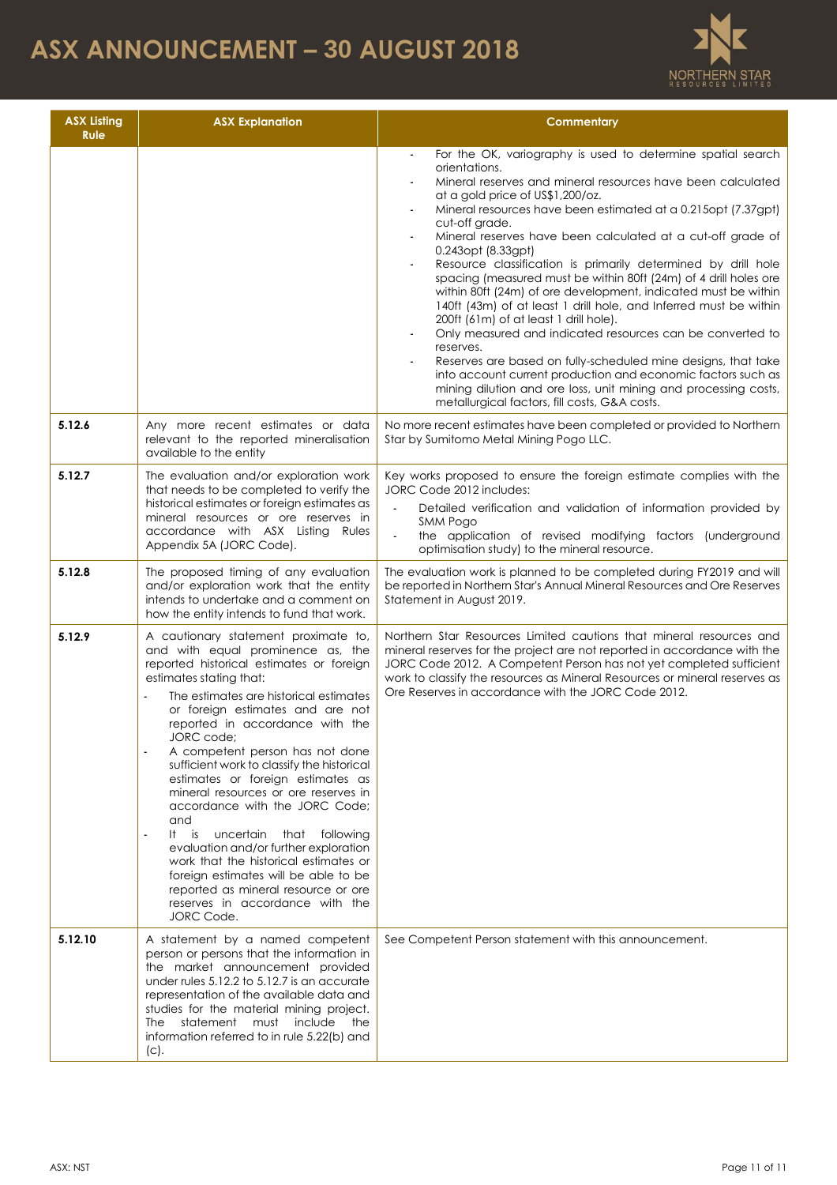| ASX Listing Rule | ASX Explanation | Commentary |
|---|---|---|
| | | - For the OK, variography is used to determine spatial search orientations.<br>- Mineral reserves and mineral resources have been calculated at a gold price of US$1,200/oz.<br>- Mineral resources have been estimated at a 0.215opt (7.37gpt) cut-off grade.<br>- Mineral reserves have been calculated at a cut-off grade of 0.243opt (8.33gpt)<br>- Resource classification is primarily determined by drill hole spacing (measured must be within 80ft (24m) of 4 drill holes ore within 80ft (24m) of ore development, indicated must be within 140ft (43m) of at least 1 drill hole, and Inferred must be within 200ft (61m) of at least 1 drill hole).<br>- Only measured and indicated resources can be converted to reserves.<br>- Reserves are based on fully-scheduled mine designs, that take into account current production and economic factors such as mining dilution and ore loss, unit mining and processing costs, metallurgical factors, fill costs, G&A costs. |
| **5.12.6** | Any more recent estimates or data relevant to the reported mineralisation available to the entity | No more recent estimates have been completed or provided to Northern Star by Sumitomo Metal Mining Pogo LLC. |
| **5.12.7** | The evaluation and/or exploration work that needs to be completed to verify the historical estimates or foreign estimates as mineral resources or ore reserves in accordance with ASX Listing Rules Appendix 5A (JORC Code). | Key works proposed to ensure the foreign estimate complies with the JORC Code 2012 includes:<br>- Detailed verification and validation of information provided by SMM Pogo<br>- the application of revised modifying factors (underground optimisation study) to the mineral resource. |
| **5.12.8** | The proposed timing of any evaluation and/or exploration work that the entity intends to undertake and a comment on how the entity intends to fund that work. | The evaluation work is planned to be completed during FY2019 and will be reported in Northern Star's Annual Mineral Resources and Ore Reserves Statement in August 2019. |
| **5.12.9** | A cautionary statement proximate to, and with equal prominence as, the reported historical estimates or foreign estimates stating that:<br>- The estimates are historical estimates or foreign estimates and are not reported in accordance with the JORC code;<br>- A competent person has not done sufficient work to classify the historical estimates or foreign estimates as mineral resources or ore reserves in accordance with the JORC Code; and<br>- It is uncertain that following evaluation and/or further exploration work that the historical estimates or foreign estimates will be able to be reported as mineral resource or ore reserves in accordance with the JORC Code. | Northern Star Resources Limited cautions that mineral resources and mineral reserves for the project are not reported in accordance with the JORC Code 2012. A Competent Person has not yet completed sufficient work to classify the resources as Mineral Resources or mineral reserves as Ore Reserves in accordance with the JORC Code 2012. |
| **5.12.10** | A statement by a named competent person or persons that the information in the market announcement provided under rules 5.12.2 to 5.12.7 is an accurate representation of the available data and studies for the material mining project. The statement must include the information referred to in rule 5.22(b) and (c). | See Competent Person statement with this announcement. |